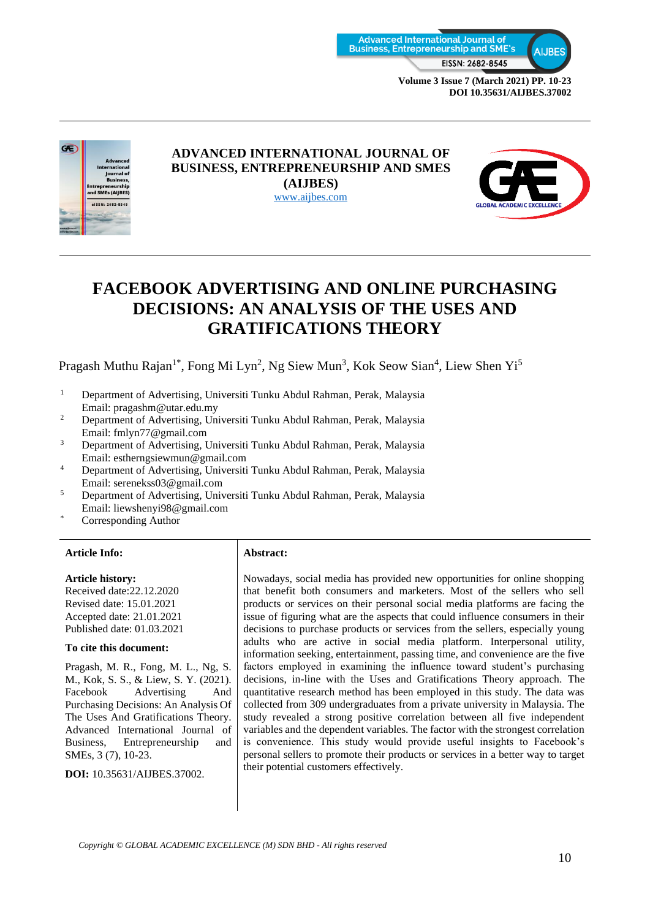**ADVANCED INTERNATIONAL JOURNAL OF BUSINESS, ENTREPRENEURSHIP AND SMES (AIJBES)**
www.aijbes.com

# FACEBOOK ADVERTISING AND ONLINE PURCHASING DECISIONS: AN ANALYSIS OF THE USES AND GRATIFICATIONS THEORY

Pragash Muthu Rajan[1*], Fong Mi Lyn[2], Ng Siew Mun[3], Kok Seow Sian[4], Liew Shen Yi[5]

[1] Department of Advertising, Universiti Tunku Abdul Rahman, Perak, Malaysia
Email: pragashm@utar.edu.my

[2] Department of Advertising, Universiti Tunku Abdul Rahman, Perak, Malaysia
Email: fmlyn77@gmail.com

[3] Department of Advertising, Universiti Tunku Abdul Rahman, Perak, Malaysia
Email: estherngsiewmun@gmail.com

[4] Department of Advertising, Universiti Tunku Abdul Rahman, Perak, Malaysia
Email: serenekss03@gmail.com

[5] Department of Advertising, Universiti Tunku Abdul Rahman, Perak, Malaysia
Email: liewshenyi98@gmail.com

[*] Corresponding Author

**Article Info:**

**Article history:**
Received date:22.12.2020
Revised date: 15.01.2021
Accepted date: 21.01.2021
Published date: 01.03.2021

**To cite this document:**

Pragash, M. R., Fong, M. L., Ng, S. M., Kok, S. S., & Liew, S. Y. (2021). Facebook Advertising And Purchasing Decisions: An Analysis Of The Uses And Gratifications Theory. Advanced International Journal of Business, Entrepreneurship and SMEs, 3 (7), 10-23.

**DOI:** 10.35631/AIJBES.37002.

**Abstract:**

Nowadays, social media has provided new opportunities for online shopping that benefit both consumers and marketers. Most of the sellers who sell products or services on their personal social media platforms are facing the issue of figuring what are the aspects that could influence consumers in their decisions to purchase products or services from the sellers, especially young adults who are active in social media platform. Interpersonal utility, information seeking, entertainment, passing time, and convenience are the five factors employed in examining the influence toward student's purchasing decisions, in-line with the Uses and Gratifications Theory approach. The quantitative research method has been employed in this study. The data was collected from 309 undergraduates from a private university in Malaysia. The study revealed a strong positive correlation between all five independent variables and the dependent variables. The factor with the strongest correlation is convenience. This study would provide useful insights to Facebook's personal sellers to promote their products or services in a better way to target their potential customers effectively.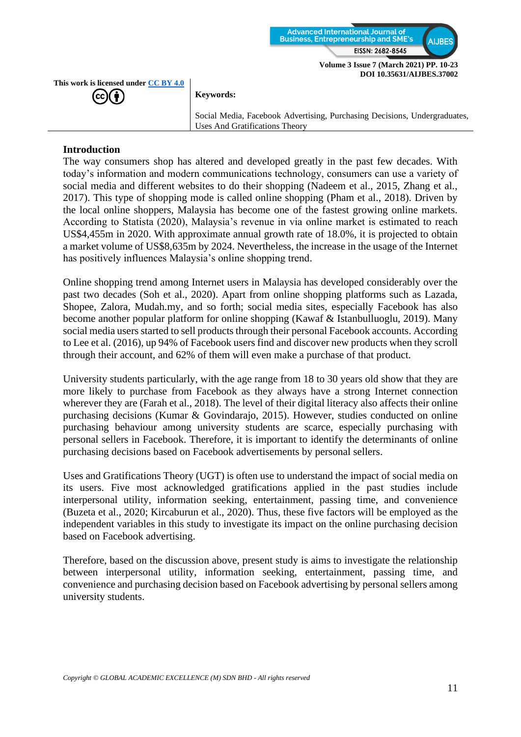This work is licensed under [CC BY 4.0](https://creativecommons.org/licenses/by/4.0/)

**Keywords:**

Social Media, Facebook Advertising, Purchasing Decisions, Undergraduates, Uses And Gratifications Theory

## Introduction

The way consumers shop has altered and developed greatly in the past few decades. With today's information and modern communications technology, consumers can use a variety of social media and different websites to do their shopping (Nadeem et al., 2015, Zhang et al., 2017). This type of shopping mode is called online shopping (Pham et al., 2018). Driven by the local online shoppers, Malaysia has become one of the fastest growing online markets. According to Statista (2020), Malaysia's revenue in via online market is estimated to reach US$4,455m in 2020. With approximate annual growth rate of 18.0%, it is projected to obtain a market volume of US$8,635m by 2024. Nevertheless, the increase in the usage of the Internet has positively influences Malaysia's online shopping trend.

Online shopping trend among Internet users in Malaysia has developed considerably over the past two decades (Soh et al., 2020). Apart from online shopping platforms such as Lazada, Shopee, Zalora, Mudah.my, and so forth; social media sites, especially Facebook has also become another popular platform for online shopping (Kawaf & Istanbulluoglu, 2019). Many social media users started to sell products through their personal Facebook accounts. According to Lee et al. (2016), up 94% of Facebook users find and discover new products when they scroll through their account, and 62% of them will even make a purchase of that product.

University students particularly, with the age range from 18 to 30 years old show that they are more likely to purchase from Facebook as they always have a strong Internet connection wherever they are (Farah et al., 2018). The level of their digital literacy also affects their online purchasing decisions (Kumar & Govindarajo, 2015). However, studies conducted on online purchasing behaviour among university students are scarce, especially purchasing with personal sellers in Facebook. Therefore, it is important to identify the determinants of online purchasing decisions based on Facebook advertisements by personal sellers.

Uses and Gratifications Theory (UGT) is often use to understand the impact of social media on its users. Five most acknowledged gratifications applied in the past studies include interpersonal utility, information seeking, entertainment, passing time, and convenience (Buzeta et al., 2020; Kircaburun et al., 2020). Thus, these five factors will be employed as the independent variables in this study to investigate its impact on the online purchasing decision based on Facebook advertising.

Therefore, based on the discussion above, present study is aims to investigate the relationship between interpersonal utility, information seeking, entertainment, passing time, and convenience and purchasing decision based on Facebook advertising by personal sellers among university students.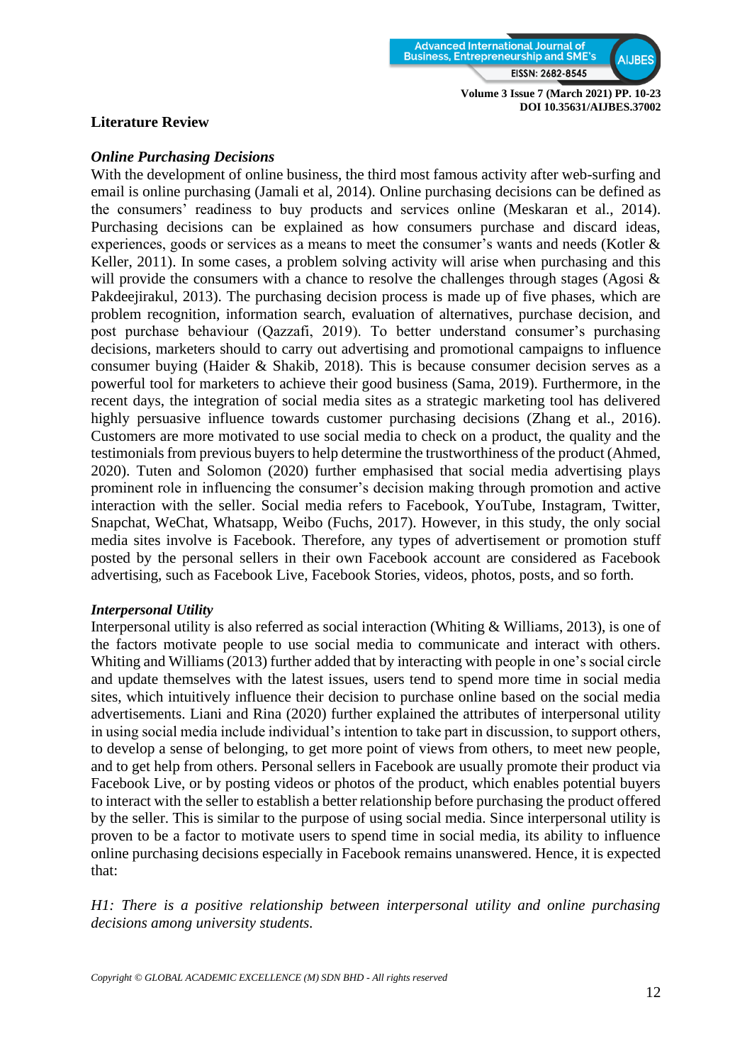## Literature Review

### *Online Purchasing Decisions*

With the development of online business, the third most famous activity after web-surfing and email is online purchasing (Jamali et al, 2014). Online purchasing decisions can be defined as the consumers' readiness to buy products and services online (Meskaran et al., 2014). Purchasing decisions can be explained as how consumers purchase and discard ideas, experiences, goods or services as a means to meet the consumer's wants and needs (Kotler & Keller, 2011). In some cases, a problem solving activity will arise when purchasing and this will provide the consumers with a chance to resolve the challenges through stages (Agosi & Pakdeejirakul, 2013). The purchasing decision process is made up of five phases, which are problem recognition, information search, evaluation of alternatives, purchase decision, and post purchase behaviour (Qazzafi, 2019). To better understand consumer's purchasing decisions, marketers should to carry out advertising and promotional campaigns to influence consumer buying (Haider & Shakib, 2018). This is because consumer decision serves as a powerful tool for marketers to achieve their good business (Sama, 2019). Furthermore, in the recent days, the integration of social media sites as a strategic marketing tool has delivered highly persuasive influence towards customer purchasing decisions (Zhang et al., 2016). Customers are more motivated to use social media to check on a product, the quality and the testimonials from previous buyers to help determine the trustworthiness of the product (Ahmed, 2020). Tuten and Solomon (2020) further emphasised that social media advertising plays prominent role in influencing the consumer's decision making through promotion and active interaction with the seller. Social media refers to Facebook, YouTube, Instagram, Twitter, Snapchat, WeChat, Whatsapp, Weibo (Fuchs, 2017). However, in this study, the only social media sites involve is Facebook. Therefore, any types of advertisement or promotion stuff posted by the personal sellers in their own Facebook account are considered as Facebook advertising, such as Facebook Live, Facebook Stories, videos, photos, posts, and so forth.

### *Interpersonal Utility*

Interpersonal utility is also referred as social interaction (Whiting & Williams, 2013), is one of the factors motivate people to use social media to communicate and interact with others. Whiting and Williams (2013) further added that by interacting with people in one's social circle and update themselves with the latest issues, users tend to spend more time in social media sites, which intuitively influence their decision to purchase online based on the social media advertisements. Liani and Rina (2020) further explained the attributes of interpersonal utility in using social media include individual's intention to take part in discussion, to support others, to develop a sense of belonging, to get more point of views from others, to meet new people, and to get help from others. Personal sellers in Facebook are usually promote their product via Facebook Live, or by posting videos or photos of the product, which enables potential buyers to interact with the seller to establish a better relationship before purchasing the product offered by the seller. This is similar to the purpose of using social media. Since interpersonal utility is proven to be a factor to motivate users to spend time in social media, its ability to influence online purchasing decisions especially in Facebook remains unanswered. Hence, it is expected that:

*H1: There is a positive relationship between interpersonal utility and online purchasing decisions among university students.*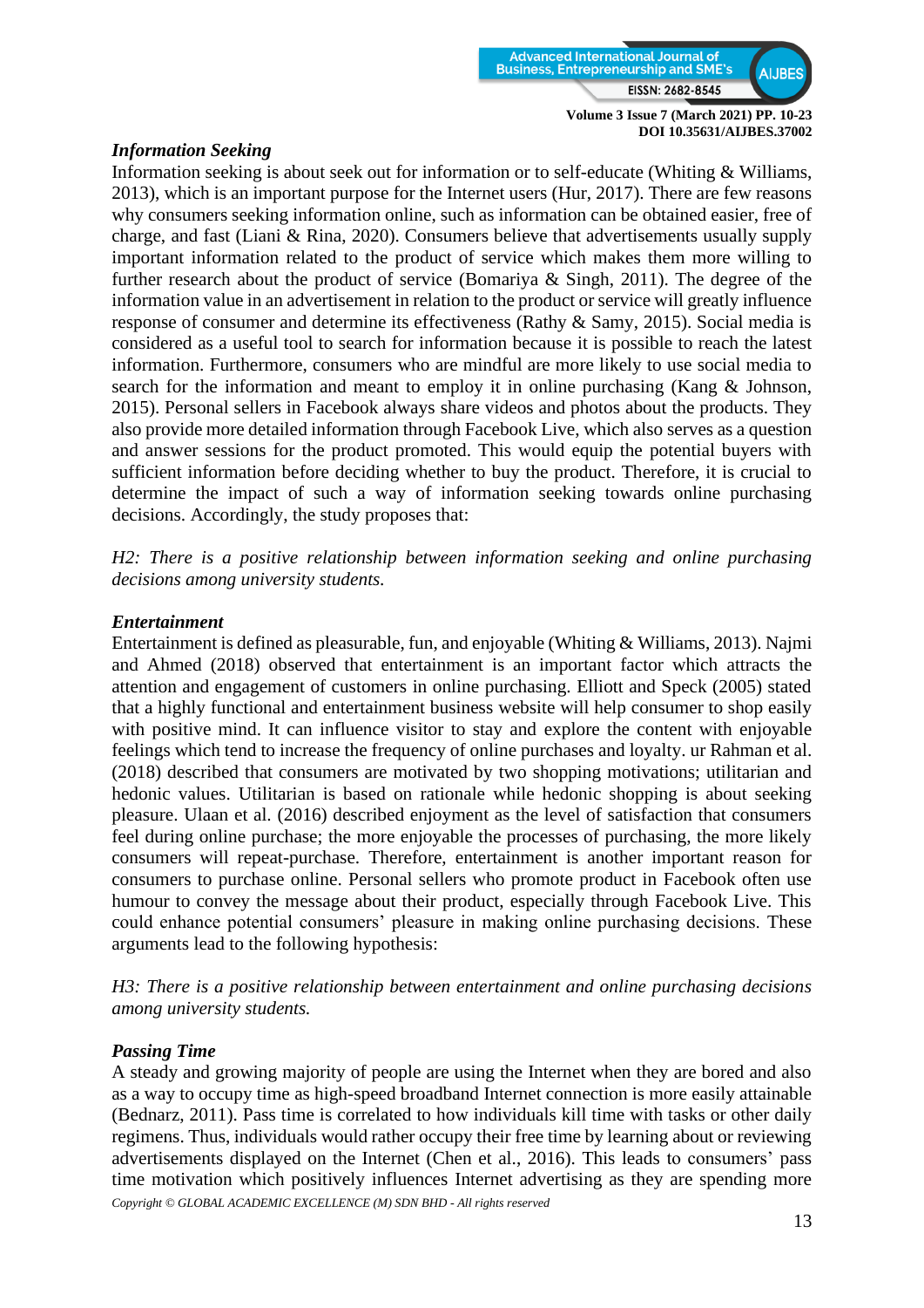***Information Seeking***

Information seeking is about seek out for information or to self-educate (Whiting & Williams, 2013), which is an important purpose for the Internet users (Hur, 2017). There are few reasons why consumers seeking information online, such as information can be obtained easier, free of charge, and fast (Liani & Rina, 2020). Consumers believe that advertisements usually supply important information related to the product of service which makes them more willing to further research about the product of service (Bomariya & Singh, 2011). The degree of the information value in an advertisement in relation to the product or service will greatly influence response of consumer and determine its effectiveness (Rathy & Samy, 2015). Social media is considered as a useful tool to search for information because it is possible to reach the latest information. Furthermore, consumers who are mindful are more likely to use social media to search for the information and meant to employ it in online purchasing (Kang & Johnson, 2015). Personal sellers in Facebook always share videos and photos about the products. They also provide more detailed information through Facebook Live, which also serves as a question and answer sessions for the product promoted. This would equip the potential buyers with sufficient information before deciding whether to buy the product. Therefore, it is crucial to determine the impact of such a way of information seeking towards online purchasing decisions. Accordingly, the study proposes that:

*H2: There is a positive relationship between information seeking and online purchasing decisions among university students.*

***Entertainment***

Entertainment is defined as pleasurable, fun, and enjoyable (Whiting & Williams, 2013). Najmi and Ahmed (2018) observed that entertainment is an important factor which attracts the attention and engagement of customers in online purchasing. Elliott and Speck (2005) stated that a highly functional and entertainment business website will help consumer to shop easily with positive mind. It can influence visitor to stay and explore the content with enjoyable feelings which tend to increase the frequency of online purchases and loyalty. ur Rahman et al. (2018) described that consumers are motivated by two shopping motivations; utilitarian and hedonic values. Utilitarian is based on rationale while hedonic shopping is about seeking pleasure. Ulaan et al. (2016) described enjoyment as the level of satisfaction that consumers feel during online purchase; the more enjoyable the processes of purchasing, the more likely consumers will repeat-purchase. Therefore, entertainment is another important reason for consumers to purchase online. Personal sellers who promote product in Facebook often use humour to convey the message about their product, especially through Facebook Live. This could enhance potential consumers' pleasure in making online purchasing decisions. These arguments lead to the following hypothesis:

*H3: There is a positive relationship between entertainment and online purchasing decisions among university students.*

***Passing Time***

A steady and growing majority of people are using the Internet when they are bored and also as a way to occupy time as high-speed broadband Internet connection is more easily attainable (Bednarz, 2011). Pass time is correlated to how individuals kill time with tasks or other daily regimens. Thus, individuals would rather occupy their free time by learning about or reviewing advertisements displayed on the Internet (Chen et al., 2016). This leads to consumers' pass time motivation which positively influences Internet advertising as they are spending more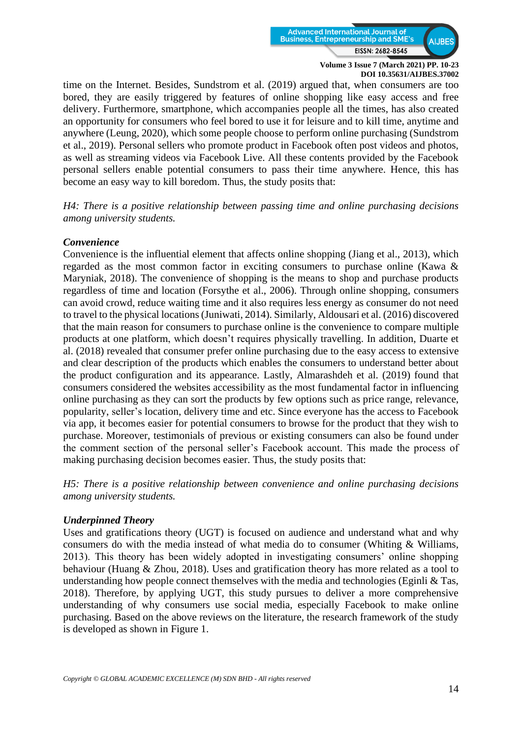time on the Internet. Besides, Sundstrom et al. (2019) argued that, when consumers are too bored, they are easily triggered by features of online shopping like easy access and free delivery. Furthermore, smartphone, which accompanies people all the times, has also created an opportunity for consumers who feel bored to use it for leisure and to kill time, anytime and anywhere (Leung, 2020), which some people choose to perform online purchasing (Sundstrom et al., 2019). Personal sellers who promote product in Facebook often post videos and photos, as well as streaming videos via Facebook Live. All these contents provided by the Facebook personal sellers enable potential consumers to pass their time anywhere. Hence, this has become an easy way to kill boredom. Thus, the study posits that:

*H4: There is a positive relationship between passing time and online purchasing decisions among university students.*

### *Convenience*

Convenience is the influential element that affects online shopping (Jiang et al., 2013), which regarded as the most common factor in exciting consumers to purchase online (Kawa & Maryniak, 2018). The convenience of shopping is the means to shop and purchase products regardless of time and location (Forsythe et al., 2006). Through online shopping, consumers can avoid crowd, reduce waiting time and it also requires less energy as consumer do not need to travel to the physical locations (Juniwati, 2014). Similarly, Aldousari et al. (2016) discovered that the main reason for consumers to purchase online is the convenience to compare multiple products at one platform, which doesn't requires physically travelling. In addition, Duarte et al. (2018) revealed that consumer prefer online purchasing due to the easy access to extensive and clear description of the products which enables the consumers to understand better about the product configuration and its appearance. Lastly, Almarashdeh et al. (2019) found that consumers considered the websites accessibility as the most fundamental factor in influencing online purchasing as they can sort the products by few options such as price range, relevance, popularity, seller's location, delivery time and etc. Since everyone has the access to Facebook via app, it becomes easier for potential consumers to browse for the product that they wish to purchase. Moreover, testimonials of previous or existing consumers can also be found under the comment section of the personal seller's Facebook account. This made the process of making purchasing decision becomes easier. Thus, the study posits that:

*H5: There is a positive relationship between convenience and online purchasing decisions among university students.*

### *Underpinned Theory*

Uses and gratifications theory (UGT) is focused on audience and understand what and why consumers do with the media instead of what media do to consumer (Whiting & Williams, 2013). This theory has been widely adopted in investigating consumers' online shopping behaviour (Huang & Zhou, 2018). Uses and gratification theory has more related as a tool to understanding how people connect themselves with the media and technologies (Eginli & Tas, 2018). Therefore, by applying UGT, this study pursues to deliver a more comprehensive understanding of why consumers use social media, especially Facebook to make online purchasing. Based on the above reviews on the literature, the research framework of the study is developed as shown in Figure 1.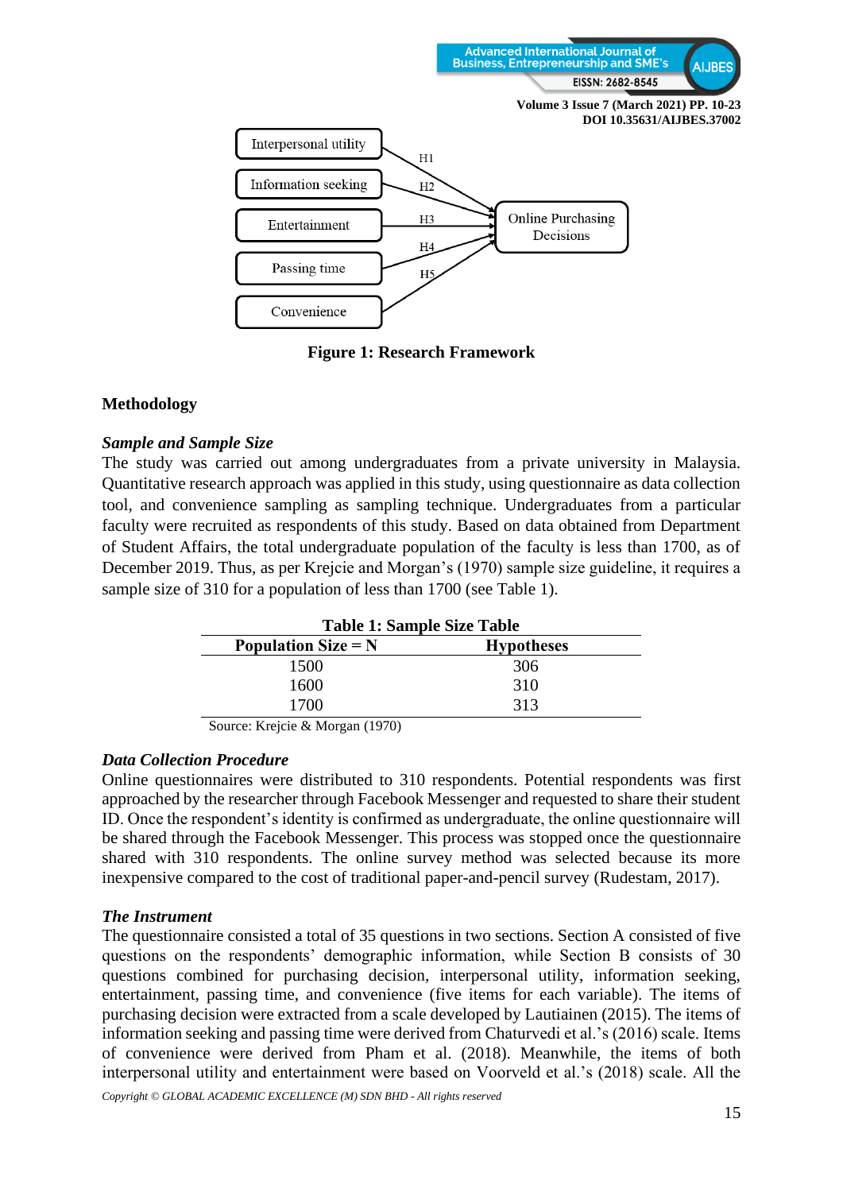Figure 1: Research Framework

## Methodology

### *Sample and Sample Size*

The study was carried out among undergraduates from a private university in Malaysia. Quantitative research approach was applied in this study, using questionnaire as data collection tool, and convenience sampling as sampling technique. Undergraduates from a particular faculty were recruited as respondents of this study. Based on data obtained from Department of Student Affairs, the total undergraduate population of the faculty is less than 1700, as of December 2019. Thus, as per Krejcie and Morgan's (1970) sample size guideline, it requires a sample size of 310 for a population of less than 1700 (see Table 1).

**Table 1: Sample Size Table**

| Population Size = N | Hypotheses |
|---|---|
| 1500 | 306 |
| 1600 | 310 |
| 1700 | 313 |

Source: Krejcie & Morgan (1970)

### *Data Collection Procedure*

Online questionnaires were distributed to 310 respondents. Potential respondents was first approached by the researcher through Facebook Messenger and requested to share their student ID. Once the respondent's identity is confirmed as undergraduate, the online questionnaire will be shared through the Facebook Messenger. This process was stopped once the questionnaire shared with 310 respondents. The online survey method was selected because its more inexpensive compared to the cost of traditional paper-and-pencil survey (Rudestam, 2017).

### *The Instrument*

The questionnaire consisted a total of 35 questions in two sections. Section A consisted of five questions on the respondents' demographic information, while Section B consists of 30 questions combined for purchasing decision, interpersonal utility, information seeking, entertainment, passing time, and convenience (five items for each variable). The items of purchasing decision were extracted from a scale developed by Lautiainen (2015). The items of information seeking and passing time were derived from Chaturvedi et al.'s (2016) scale. Items of convenience were derived from Pham et al. (2018). Meanwhile, the items of both interpersonal utility and entertainment were based on Voorveld et al.'s (2018) scale. All the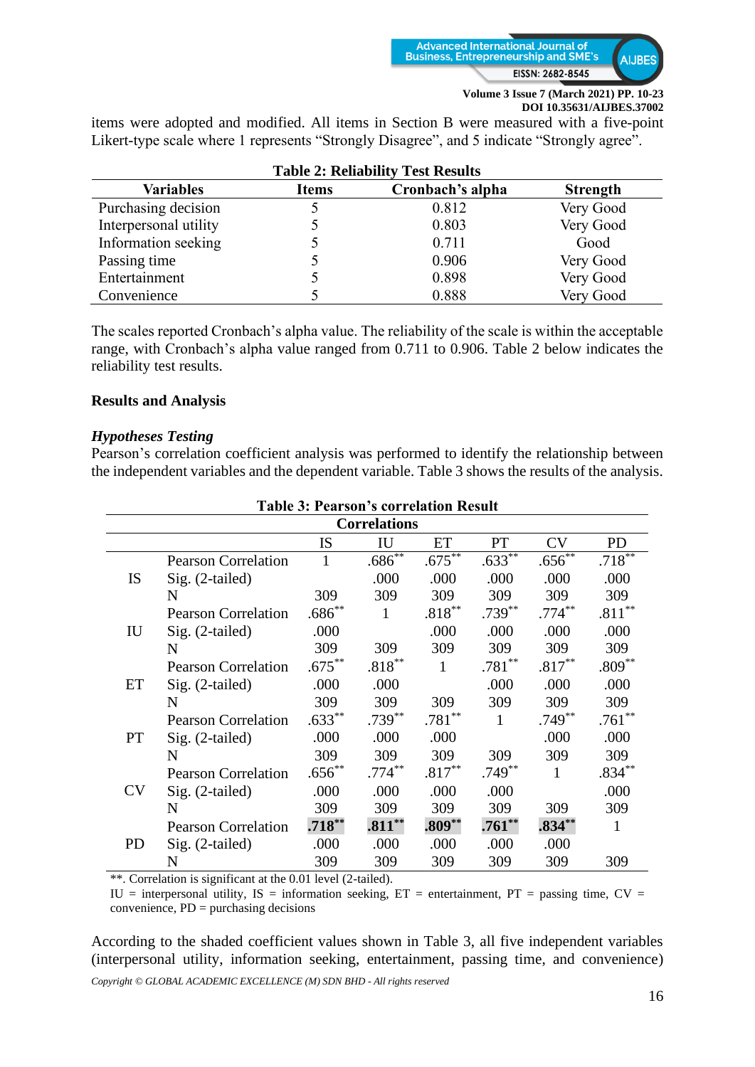items were adopted and modified. All items in Section B were measured with a five-point Likert-type scale where 1 represents "Strongly Disagree", and 5 indicate "Strongly agree".

**Table 2: Reliability Test Results**

| Variables | Items | Cronbach's alpha | Strength |
|---|---|---|---|
| Purchasing decision | 5 | 0.812 | Very Good |
| Interpersonal utility | 5 | 0.803 | Very Good |
| Information seeking | 5 | 0.711 | Good |
| Passing time | 5 | 0.906 | Very Good |
| Entertainment | 5 | 0.898 | Very Good |
| Convenience | 5 | 0.888 | Very Good |

The scales reported Cronbach's alpha value. The reliability of the scale is within the acceptable range, with Cronbach's alpha value ranged from 0.711 to 0.906. Table 2 below indicates the reliability test results.

## Results and Analysis

### *Hypotheses Testing*

Pearson's correlation coefficient analysis was performed to identify the relationship between the independent variables and the dependent variable. Table 3 shows the results of the analysis.

**Table 3: Pearson's correlation Result**

**Correlations**

| | | IS | IU | ET | PT | CV | PD |
|---|---|---|---|---|---|---|---|
| IS | Pearson Correlation | 1 | .686** | .675** | .633** | .656** | .718** |
| | Sig. (2-tailed) | | .000 | .000 | .000 | .000 | .000 |
| | N | 309 | 309 | 309 | 309 | 309 | 309 |
| IU | Pearson Correlation | .686** | 1 | .818** | .739** | .774** | .811** |
| | Sig. (2-tailed) | .000 | | .000 | .000 | .000 | .000 |
| | N | 309 | 309 | 309 | 309 | 309 | 309 |
| ET | Pearson Correlation | .675** | .818** | 1 | .781** | .817** | .809** |
| | Sig. (2-tailed) | .000 | .000 | | .000 | .000 | .000 |
| | N | 309 | 309 | 309 | 309 | 309 | 309 |
| PT | Pearson Correlation | .633** | .739** | .781** | 1 | .749** | .761** |
| | Sig. (2-tailed) | .000 | .000 | .000 | | .000 | .000 |
| | N | 309 | 309 | 309 | 309 | 309 | 309 |
| CV | Pearson Correlation | .656** | .774** | .817** | .749** | 1 | .834** |
| | Sig. (2-tailed) | .000 | .000 | .000 | .000 | | .000 |
| | N | 309 | 309 | 309 | 309 | 309 | 309 |
| PD | Pearson Correlation | **.718**** | **.811**** | **.809**** | **.761**** | **.834**** | 1 |
| | Sig. (2-tailed) | .000 | .000 | .000 | .000 | .000 | |
| | N | 309 | 309 | 309 | 309 | 309 | 309 |

**. Correlation is significant at the 0.01 level (2-tailed).
IU = interpersonal utility, IS = information seeking, ET = entertainment, PT = passing time, CV = convenience, PD = purchasing decisions

According to the shaded coefficient values shown in Table 3, all five independent variables (interpersonal utility, information seeking, entertainment, passing time, and convenience)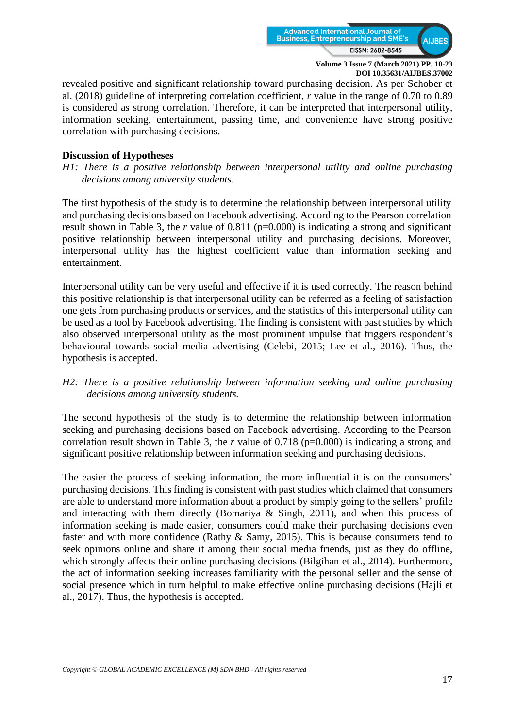revealed positive and significant relationship toward purchasing decision. As per Schober et al. (2018) guideline of interpreting correlation coefficient, *r* value in the range of 0.70 to 0.89 is considered as strong correlation. Therefore, it can be interpreted that interpersonal utility, information seeking, entertainment, passing time, and convenience have strong positive correlation with purchasing decisions.

**Discussion of Hypotheses**

*H1: There is a positive relationship between interpersonal utility and online purchasing decisions among university students.*

The first hypothesis of the study is to determine the relationship between interpersonal utility and purchasing decisions based on Facebook advertising. According to the Pearson correlation result shown in Table 3, the *r* value of 0.811 (p=0.000) is indicating a strong and significant positive relationship between interpersonal utility and purchasing decisions. Moreover, interpersonal utility has the highest coefficient value than information seeking and entertainment.

Interpersonal utility can be very useful and effective if it is used correctly. The reason behind this positive relationship is that interpersonal utility can be referred as a feeling of satisfaction one gets from purchasing products or services, and the statistics of this interpersonal utility can be used as a tool by Facebook advertising. The finding is consistent with past studies by which also observed interpersonal utility as the most prominent impulse that triggers respondent's behavioural towards social media advertising (Celebi, 2015; Lee et al., 2016). Thus, the hypothesis is accepted.

*H2: There is a positive relationship between information seeking and online purchasing decisions among university students.*

The second hypothesis of the study is to determine the relationship between information seeking and purchasing decisions based on Facebook advertising. According to the Pearson correlation result shown in Table 3, the *r* value of 0.718 (p=0.000) is indicating a strong and significant positive relationship between information seeking and purchasing decisions.

The easier the process of seeking information, the more influential it is on the consumers' purchasing decisions. This finding is consistent with past studies which claimed that consumers are able to understand more information about a product by simply going to the sellers' profile and interacting with them directly (Bomariya & Singh, 2011), and when this process of information seeking is made easier, consumers could make their purchasing decisions even faster and with more confidence (Rathy & Samy, 2015). This is because consumers tend to seek opinions online and share it among their social media friends, just as they do offline, which strongly affects their online purchasing decisions (Bilgihan et al., 2014). Furthermore, the act of information seeking increases familiarity with the personal seller and the sense of social presence which in turn helpful to make effective online purchasing decisions (Hajli et al., 2017). Thus, the hypothesis is accepted.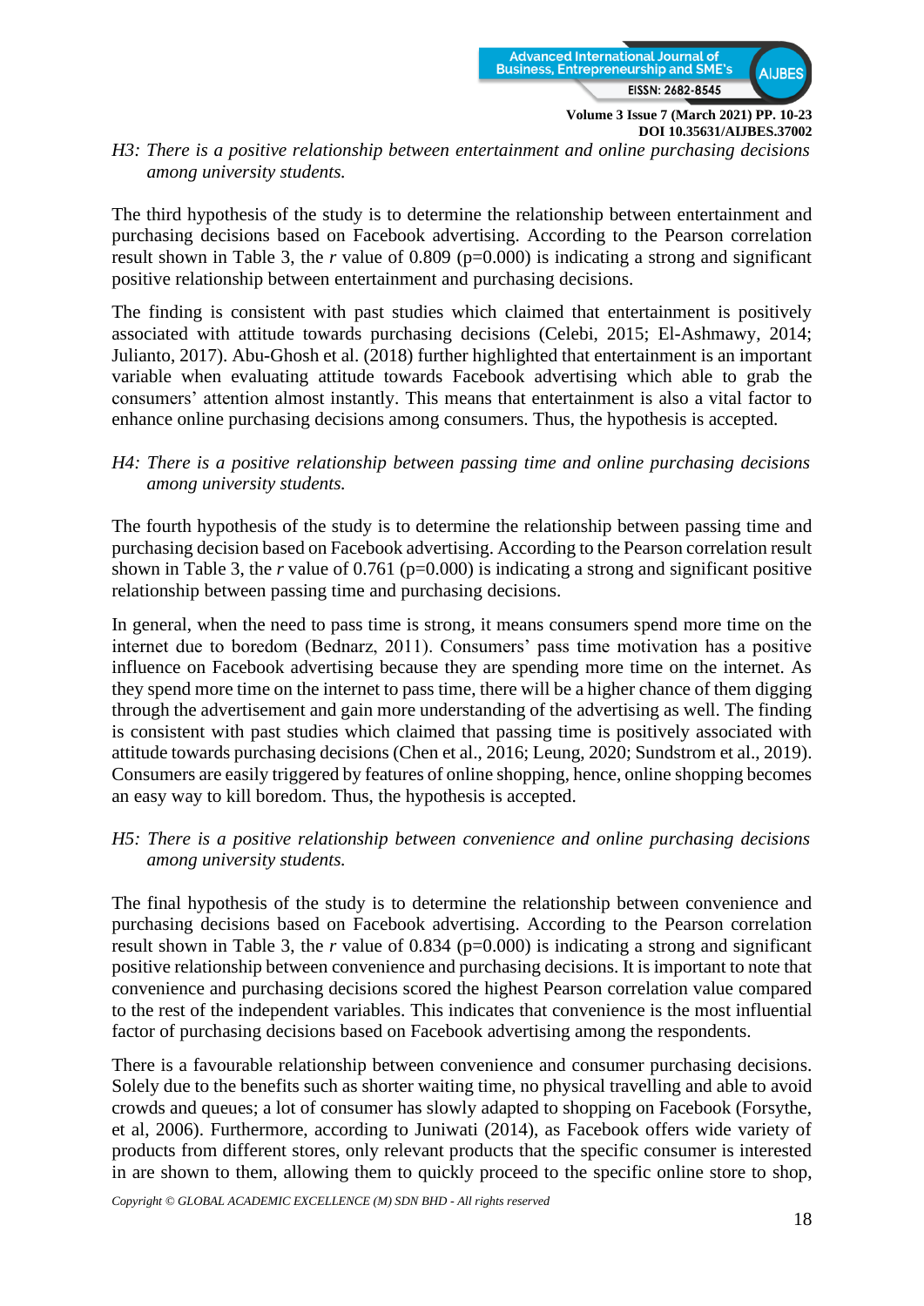*H3: There is a positive relationship between entertainment and online purchasing decisions among university students.*

The third hypothesis of the study is to determine the relationship between entertainment and purchasing decisions based on Facebook advertising. According to the Pearson correlation result shown in Table 3, the *r* value of 0.809 (p=0.000) is indicating a strong and significant positive relationship between entertainment and purchasing decisions.

The finding is consistent with past studies which claimed that entertainment is positively associated with attitude towards purchasing decisions (Celebi, 2015; El-Ashmawy, 2014; Julianto, 2017). Abu-Ghosh et al. (2018) further highlighted that entertainment is an important variable when evaluating attitude towards Facebook advertising which able to grab the consumers' attention almost instantly. This means that entertainment is also a vital factor to enhance online purchasing decisions among consumers. Thus, the hypothesis is accepted.

*H4: There is a positive relationship between passing time and online purchasing decisions among university students.*

The fourth hypothesis of the study is to determine the relationship between passing time and purchasing decision based on Facebook advertising. According to the Pearson correlation result shown in Table 3, the *r* value of 0.761 (p=0.000) is indicating a strong and significant positive relationship between passing time and purchasing decisions.

In general, when the need to pass time is strong, it means consumers spend more time on the internet due to boredom (Bednarz, 2011). Consumers' pass time motivation has a positive influence on Facebook advertising because they are spending more time on the internet. As they spend more time on the internet to pass time, there will be a higher chance of them digging through the advertisement and gain more understanding of the advertising as well. The finding is consistent with past studies which claimed that passing time is positively associated with attitude towards purchasing decisions (Chen et al., 2016; Leung, 2020; Sundstrom et al., 2019). Consumers are easily triggered by features of online shopping, hence, online shopping becomes an easy way to kill boredom. Thus, the hypothesis is accepted.

*H5: There is a positive relationship between convenience and online purchasing decisions among university students.*

The final hypothesis of the study is to determine the relationship between convenience and purchasing decisions based on Facebook advertising. According to the Pearson correlation result shown in Table 3, the *r* value of 0.834 (p=0.000) is indicating a strong and significant positive relationship between convenience and purchasing decisions. It is important to note that convenience and purchasing decisions scored the highest Pearson correlation value compared to the rest of the independent variables. This indicates that convenience is the most influential factor of purchasing decisions based on Facebook advertising among the respondents.

There is a favourable relationship between convenience and consumer purchasing decisions. Solely due to the benefits such as shorter waiting time, no physical travelling and able to avoid crowds and queues; a lot of consumer has slowly adapted to shopping on Facebook (Forsythe, et al, 2006). Furthermore, according to Juniwati (2014), as Facebook offers wide variety of products from different stores, only relevant products that the specific consumer is interested in are shown to them, allowing them to quickly proceed to the specific online store to shop,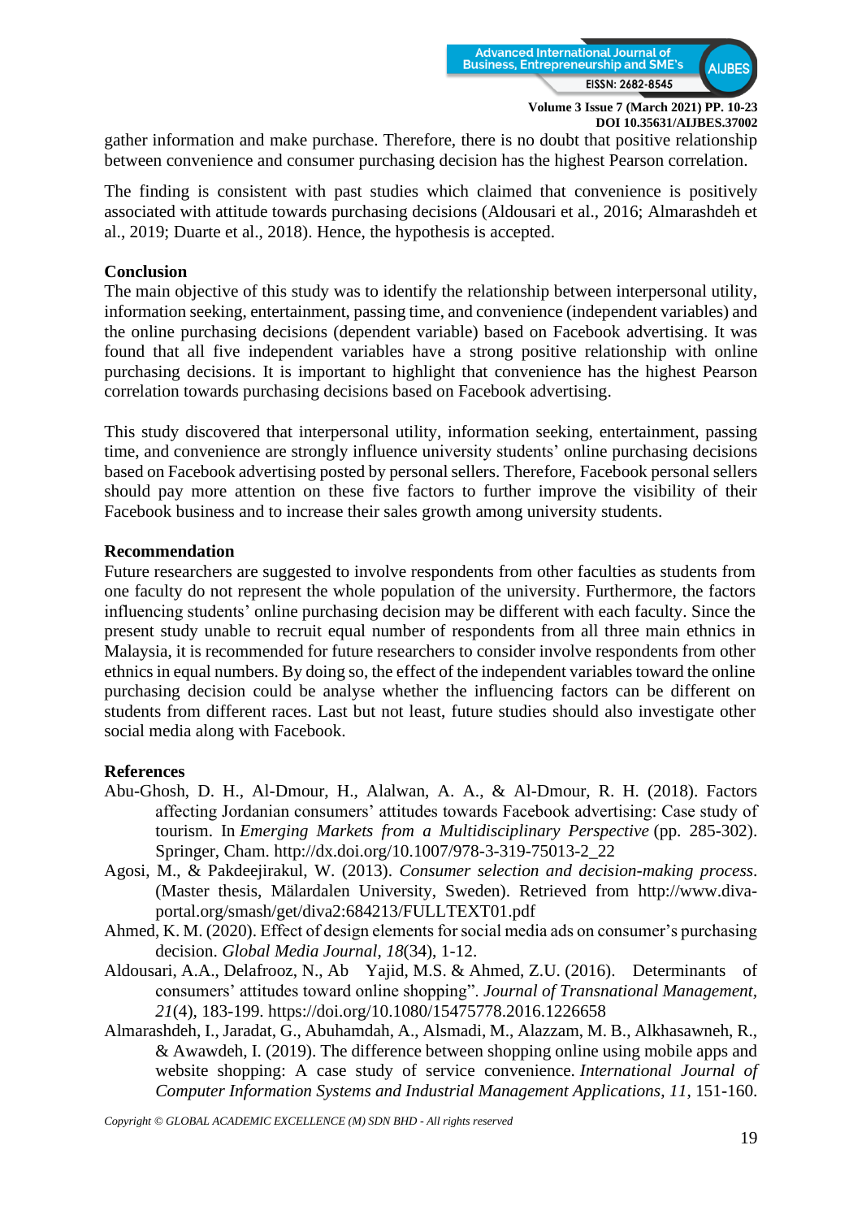gather information and make purchase. Therefore, there is no doubt that positive relationship between convenience and consumer purchasing decision has the highest Pearson correlation.

The finding is consistent with past studies which claimed that convenience is positively associated with attitude towards purchasing decisions (Aldousari et al., 2016; Almarashdeh et al., 2019; Duarte et al., 2018). Hence, the hypothesis is accepted.

## Conclusion

The main objective of this study was to identify the relationship between interpersonal utility, information seeking, entertainment, passing time, and convenience (independent variables) and the online purchasing decisions (dependent variable) based on Facebook advertising. It was found that all five independent variables have a strong positive relationship with online purchasing decisions. It is important to highlight that convenience has the highest Pearson correlation towards purchasing decisions based on Facebook advertising.

This study discovered that interpersonal utility, information seeking, entertainment, passing time, and convenience are strongly influence university students' online purchasing decisions based on Facebook advertising posted by personal sellers. Therefore, Facebook personal sellers should pay more attention on these five factors to further improve the visibility of their Facebook business and to increase their sales growth among university students.

## Recommendation

Future researchers are suggested to involve respondents from other faculties as students from one faculty do not represent the whole population of the university. Furthermore, the factors influencing students' online purchasing decision may be different with each faculty. Since the present study unable to recruit equal number of respondents from all three main ethnics in Malaysia, it is recommended for future researchers to consider involve respondents from other ethnics in equal numbers. By doing so, the effect of the independent variables toward the online purchasing decision could be analyse whether the influencing factors can be different on students from different races. Last but not least, future studies should also investigate other social media along with Facebook.

## References

Abu-Ghosh, D. H., Al-Dmour, H., Alalwan, A. A., & Al-Dmour, R. H. (2018). Factors affecting Jordanian consumers' attitudes towards Facebook advertising: Case study of tourism. In *Emerging Markets from a Multidisciplinary Perspective* (pp. 285-302). Springer, Cham. http://dx.doi.org/10.1007/978-3-319-75013-2_22

Agosi, M., & Pakdeejirakul, W. (2013). *Consumer selection and decision-making process*. (Master thesis, Mälardalen University, Sweden). Retrieved from http://www.diva-portal.org/smash/get/diva2:684213/FULLTEXT01.pdf

Ahmed, K. M. (2020). Effect of design elements for social media ads on consumer's purchasing decision. *Global Media Journal*, *18*(34), 1-12.

Aldousari, A.A., Delafrooz, N., Ab Yajid, M.S. & Ahmed, Z.U. (2016). Determinants of consumers' attitudes toward online shopping". *Journal of Transnational Management*, *21*(4), 183-199. https://doi.org/10.1080/15475778.2016.1226658

Almarashdeh, I., Jaradat, G., Abuhamdah, A., Alsmadi, M., Alazzam, M. B., Alkhasawneh, R., & Awawdeh, I. (2019). The difference between shopping online using mobile apps and website shopping: A case study of service convenience. *International Journal of Computer Information Systems and Industrial Management Applications*, *11*, 151-160.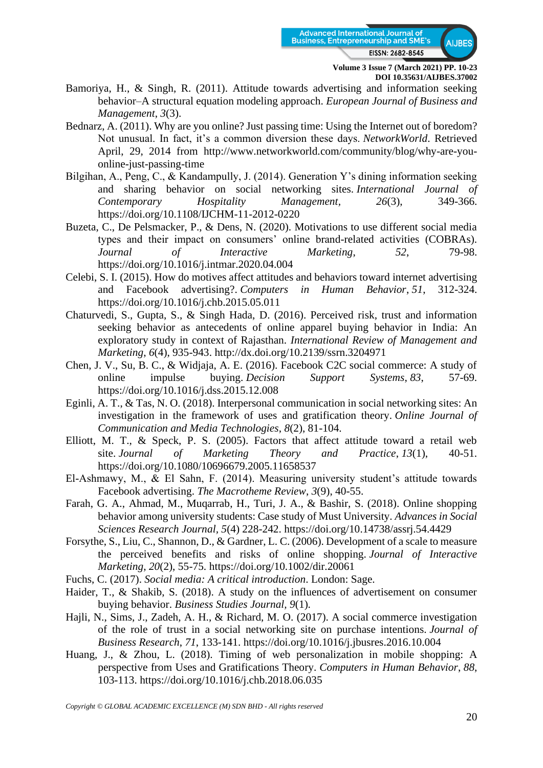Bamoriya, H., & Singh, R. (2011). Attitude towards advertising and information seeking behavior–A structural equation modeling approach. *European Journal of Business and Management*, *3*(3).

Bednarz, A. (2011). Why are you online? Just passing time: Using the Internet out of boredom? Not unusual. In fact, it's a common diversion these days. *NetworkWorld*. Retrieved April, 29, 2014 from http://www.networkworld.com/community/blog/why-are-you-online-just-passing-time

Bilgihan, A., Peng, C., & Kandampully, J. (2014). Generation Y's dining information seeking and sharing behavior on social networking sites. *International Journal of Contemporary Hospitality Management*, *26*(3), 349-366. https://doi.org/10.1108/IJCHM-11-2012-0220

Buzeta, C., De Pelsmacker, P., & Dens, N. (2020). Motivations to use different social media types and their impact on consumers' online brand-related activities (COBRAs). *Journal of Interactive Marketing*, *52*, 79-98. https://doi.org/10.1016/j.intmar.2020.04.004

Celebi, S. I. (2015). How do motives affect attitudes and behaviors toward internet advertising and Facebook advertising?. *Computers in Human Behavior*, *51*, 312-324. https://doi.org/10.1016/j.chb.2015.05.011

Chaturvedi, S., Gupta, S., & Singh Hada, D. (2016). Perceived risk, trust and information seeking behavior as antecedents of online apparel buying behavior in India: An exploratory study in context of Rajasthan. *International Review of Management and Marketing*, *6*(4), 935-943. http://dx.doi.org/10.2139/ssrn.3204971

Chen, J. V., Su, B. C., & Widjaja, A. E. (2016). Facebook C2C social commerce: A study of online impulse buying. *Decision Support Systems*, *83*, 57-69. https://doi.org/10.1016/j.dss.2015.12.008

Eginli, A. T., & Tas, N. O. (2018). Interpersonal communication in social networking sites: An investigation in the framework of uses and gratification theory. *Online Journal of Communication and Media Technologies*, *8*(2), 81-104.

Elliott, M. T., & Speck, P. S. (2005). Factors that affect attitude toward a retail web site. *Journal of Marketing Theory and Practice*, *13*(1), 40-51. https://doi.org/10.1080/10696679.2005.11658537

El-Ashmawy, M., & El Sahn, F. (2014). Measuring university student's attitude towards Facebook advertising. *The Macrotheme Review*, *3*(9), 40-55.

Farah, G. A., Ahmad, M., Muqarrab, H., Turi, J. A., & Bashir, S. (2018). Online shopping behavior among university students: Case study of Must University. *Advances in Social Sciences Research Journal*, *5*(4) 228-242. https://doi.org/10.14738/assrj.54.4429

Forsythe, S., Liu, C., Shannon, D., & Gardner, L. C. (2006). Development of a scale to measure the perceived benefits and risks of online shopping. *Journal of Interactive Marketing*, *20*(2), 55-75. https://doi.org/10.1002/dir.20061

Fuchs, C. (2017). *Social media: A critical introduction*. London: Sage.

Haider, T., & Shakib, S. (2018). A study on the influences of advertisement on consumer buying behavior. *Business Studies Journal*, *9*(1).

Hajli, N., Sims, J., Zadeh, A. H., & Richard, M. O. (2017). A social commerce investigation of the role of trust in a social networking site on purchase intentions. *Journal of Business Research*, *71*, 133-141. https://doi.org/10.1016/j.jbusres.2016.10.004

Huang, J., & Zhou, L. (2018). Timing of web personalization in mobile shopping: A perspective from Uses and Gratifications Theory. *Computers in Human Behavior*, *88*, 103-113. https://doi.org/10.1016/j.chb.2018.06.035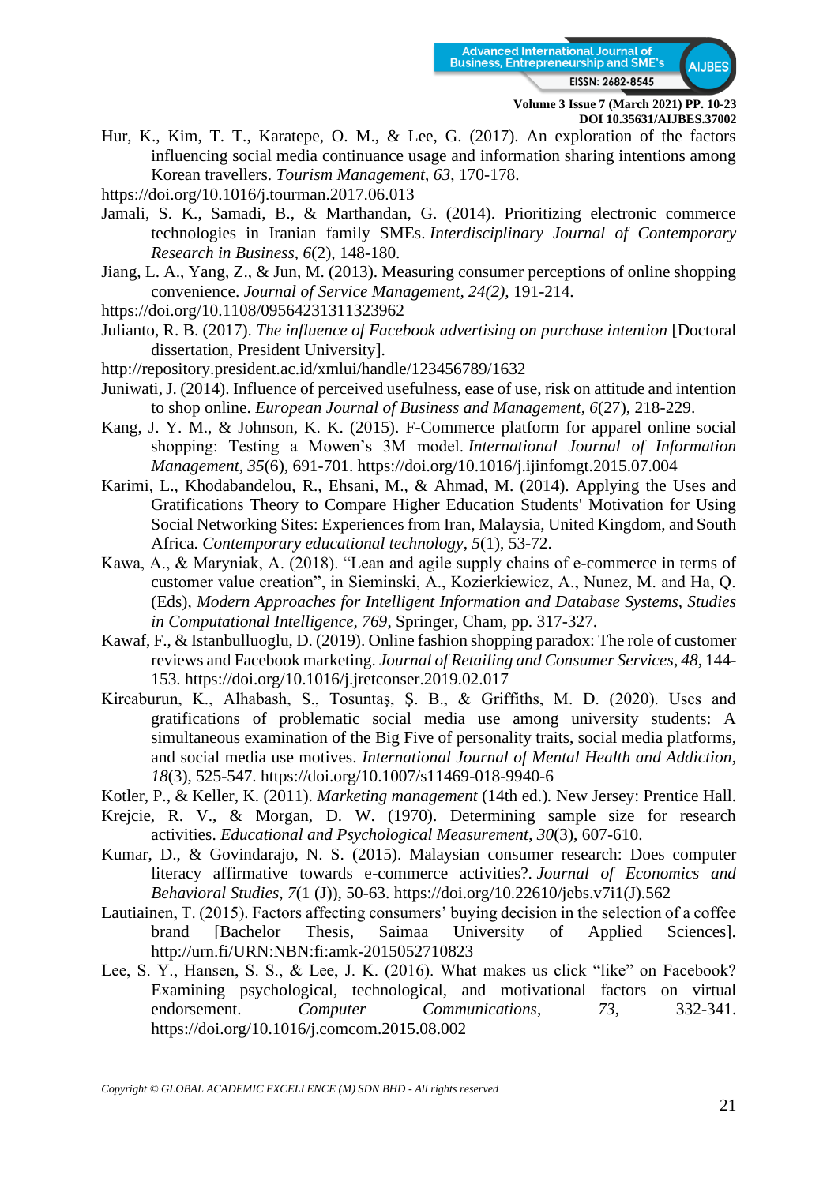Hur, K., Kim, T. T., Karatepe, O. M., & Lee, G. (2017). An exploration of the factors influencing social media continuance usage and information sharing intentions among Korean travellers. *Tourism Management*, *63*, 170-178.
https://doi.org/10.1016/j.tourman.2017.06.013

Jamali, S. K., Samadi, B., & Marthandan, G. (2014). Prioritizing electronic commerce technologies in Iranian family SMEs. *Interdisciplinary Journal of Contemporary Research in Business*, *6*(2), 148-180.

Jiang, L. A., Yang, Z., & Jun, M. (2013). Measuring consumer perceptions of online shopping convenience. *Journal of Service Management*, *24(2)*, 191-214.
https://doi.org/10.1108/09564231311323962

Julianto, R. B. (2017). *The influence of Facebook advertising on purchase intention* [Doctoral dissertation, President University].
http://repository.president.ac.id/xmlui/handle/123456789/1632

Juniwati, J. (2014). Influence of perceived usefulness, ease of use, risk on attitude and intention to shop online. *European Journal of Business and Management*, *6*(27), 218-229.

Kang, J. Y. M., & Johnson, K. K. (2015). F-Commerce platform for apparel online social shopping: Testing a Mowen's 3M model. *International Journal of Information Management*, *35*(6), 691-701. https://doi.org/10.1016/j.ijinfomgt.2015.07.004

Karimi, L., Khodabandelou, R., Ehsani, M., & Ahmad, M. (2014). Applying the Uses and Gratifications Theory to Compare Higher Education Students' Motivation for Using Social Networking Sites: Experiences from Iran, Malaysia, United Kingdom, and South Africa. *Contemporary educational technology*, *5*(1), 53-72.

Kawa, A., & Maryniak, A. (2018). "Lean and agile supply chains of e-commerce in terms of customer value creation", in Sieminski, A., Kozierkiewicz, A., Nunez, M. and Ha, Q. (Eds), *Modern Approaches for Intelligent Information and Database Systems, Studies in Computational Intelligence*, *769*, Springer, Cham, pp. 317-327.

Kawaf, F., & Istanbulluoglu, D. (2019). Online fashion shopping paradox: The role of customer reviews and Facebook marketing. *Journal of Retailing and Consumer Services*, *48*, 144-153. https://doi.org/10.1016/j.jretconser.2019.02.017

Kircaburun, K., Alhabash, S., Tosuntaş, Ş. B., & Griffiths, M. D. (2020). Uses and gratifications of problematic social media use among university students: A simultaneous examination of the Big Five of personality traits, social media platforms, and social media use motives. *International Journal of Mental Health and Addiction*, *18*(3), 525-547. https://doi.org/10.1007/s11469-018-9940-6

Kotler, P., & Keller, K. (2011). *Marketing management* (14th ed.). New Jersey: Prentice Hall.

Krejcie, R. V., & Morgan, D. W. (1970). Determining sample size for research activities. *Educational and Psychological Measurement*, *30*(3), 607-610.

Kumar, D., & Govindarajo, N. S. (2015). Malaysian consumer research: Does computer literacy affirmative towards e-commerce activities?. *Journal of Economics and Behavioral Studies*, *7*(1 (J)), 50-63. https://doi.org/10.22610/jebs.v7i1(J).562

Lautiainen, T. (2015). Factors affecting consumers' buying decision in the selection of a coffee brand [Bachelor Thesis, Saimaa University of Applied Sciences]. http://urn.fi/URN:NBN:fi:amk-2015052710823

Lee, S. Y., Hansen, S. S., & Lee, J. K. (2016). What makes us click "like" on Facebook? Examining psychological, technological, and motivational factors on virtual endorsement. *Computer Communications*, *73*, 332-341. https://doi.org/10.1016/j.comcom.2015.08.002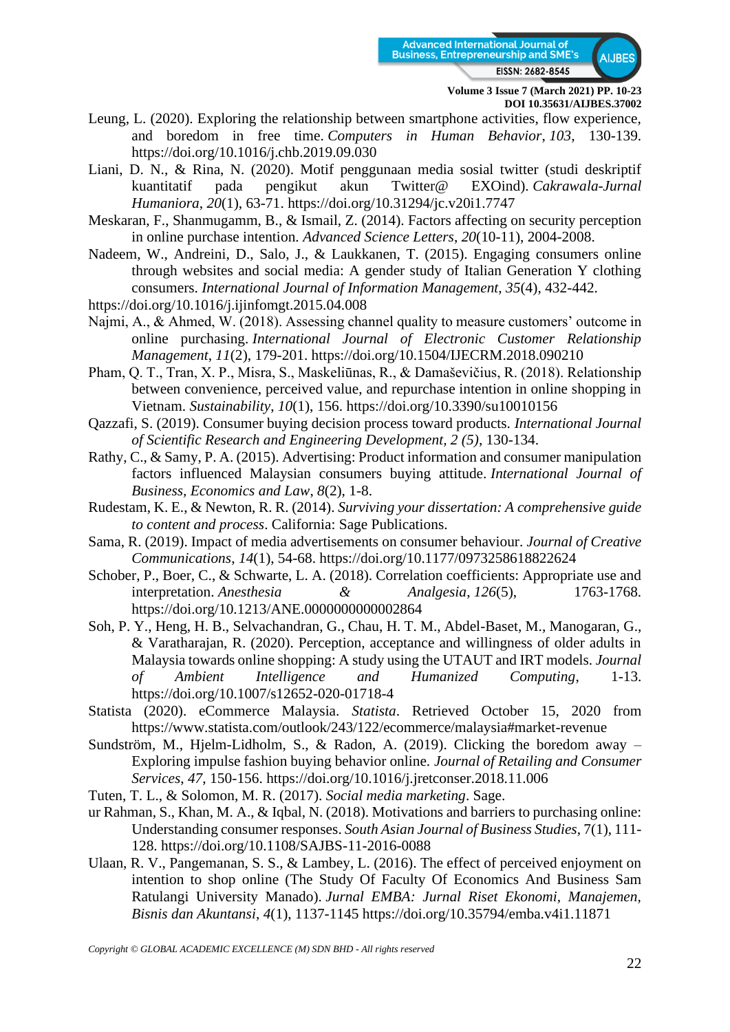Leung, L. (2020). Exploring the relationship between smartphone activities, flow experience, and boredom in free time. *Computers in Human Behavior*, *103*, 130-139. https://doi.org/10.1016/j.chb.2019.09.030

Liani, D. N., & Rina, N. (2020). Motif penggunaan media sosial twitter (studi deskriptif kuantitatif pada pengikut akun Twitter@ EXOind). *Cakrawala-Jurnal Humaniora*, *20*(1), 63-71. https://doi.org/10.31294/jc.v20i1.7747

Meskaran, F., Shanmugamm, B., & Ismail, Z. (2014). Factors affecting on security perception in online purchase intention. *Advanced Science Letters*, *20*(10-11), 2004-2008.

Nadeem, W., Andreini, D., Salo, J., & Laukkanen, T. (2015). Engaging consumers online through websites and social media: A gender study of Italian Generation Y clothing consumers. *International Journal of Information Management*, *35*(4), 432-442. https://doi.org/10.1016/j.ijinfomgt.2015.04.008

Najmi, A., & Ahmed, W. (2018). Assessing channel quality to measure customers' outcome in online purchasing. *International Journal of Electronic Customer Relationship Management*, *11*(2), 179-201. https://doi.org/10.1504/IJECRM.2018.090210

Pham, Q. T., Tran, X. P., Misra, S., Maskeliūnas, R., & Damaševičius, R. (2018). Relationship between convenience, perceived value, and repurchase intention in online shopping in Vietnam. *Sustainability*, *10*(1), 156. https://doi.org/10.3390/su10010156

Qazzafi, S. (2019). Consumer buying decision process toward products. *International Journal of Scientific Research and Engineering Development*, *2 (5)*, 130-134.

Rathy, C., & Samy, P. A. (2015). Advertising: Product information and consumer manipulation factors influenced Malaysian consumers buying attitude. *International Journal of Business, Economics and Law*, *8*(2), 1-8.

Rudestam, K. E., & Newton, R. R. (2014). *Surviving your dissertation: A comprehensive guide to content and process*. California: Sage Publications.

Sama, R. (2019). Impact of media advertisements on consumer behaviour. *Journal of Creative Communications*, *14*(1), 54-68. https://doi.org/10.1177/0973258618822624

Schober, P., Boer, C., & Schwarte, L. A. (2018). Correlation coefficients: Appropriate use and interpretation. *Anesthesia & Analgesia*, *126*(5), 1763-1768. https://doi.org/10.1213/ANE.0000000000002864

Soh, P. Y., Heng, H. B., Selvachandran, G., Chau, H. T. M., Abdel-Baset, M., Manogaran, G., & Varatharajan, R. (2020). Perception, acceptance and willingness of older adults in Malaysia towards online shopping: A study using the UTAUT and IRT models. *Journal of Ambient Intelligence and Humanized Computing*, 1-13. https://doi.org/10.1007/s12652-020-01718-4

Statista (2020). eCommerce Malaysia. *Statista*. Retrieved October 15, 2020 from https://www.statista.com/outlook/243/122/ecommerce/malaysia#market-revenue

Sundström, M., Hjelm-Lidholm, S., & Radon, A. (2019). Clicking the boredom away – Exploring impulse fashion buying behavior online. *Journal of Retailing and Consumer Services*, *47*, 150-156. https://doi.org/10.1016/j.jretconser.2018.11.006

Tuten, T. L., & Solomon, M. R. (2017). *Social media marketing*. Sage.

ur Rahman, S., Khan, M. A., & Iqbal, N. (2018). Motivations and barriers to purchasing online: Understanding consumer responses. *South Asian Journal of Business Studies*, 7(1), 111-128. https://doi.org/10.1108/SAJBS-11-2016-0088

Ulaan, R. V., Pangemanan, S. S., & Lambey, L. (2016). The effect of perceived enjoyment on intention to shop online (The Study Of Faculty Of Economics And Business Sam Ratulangi University Manado). *Jurnal EMBA: Jurnal Riset Ekonomi, Manajemen, Bisnis dan Akuntansi*, *4*(1), 1137-1145 https://doi.org/10.35794/emba.v4i1.11871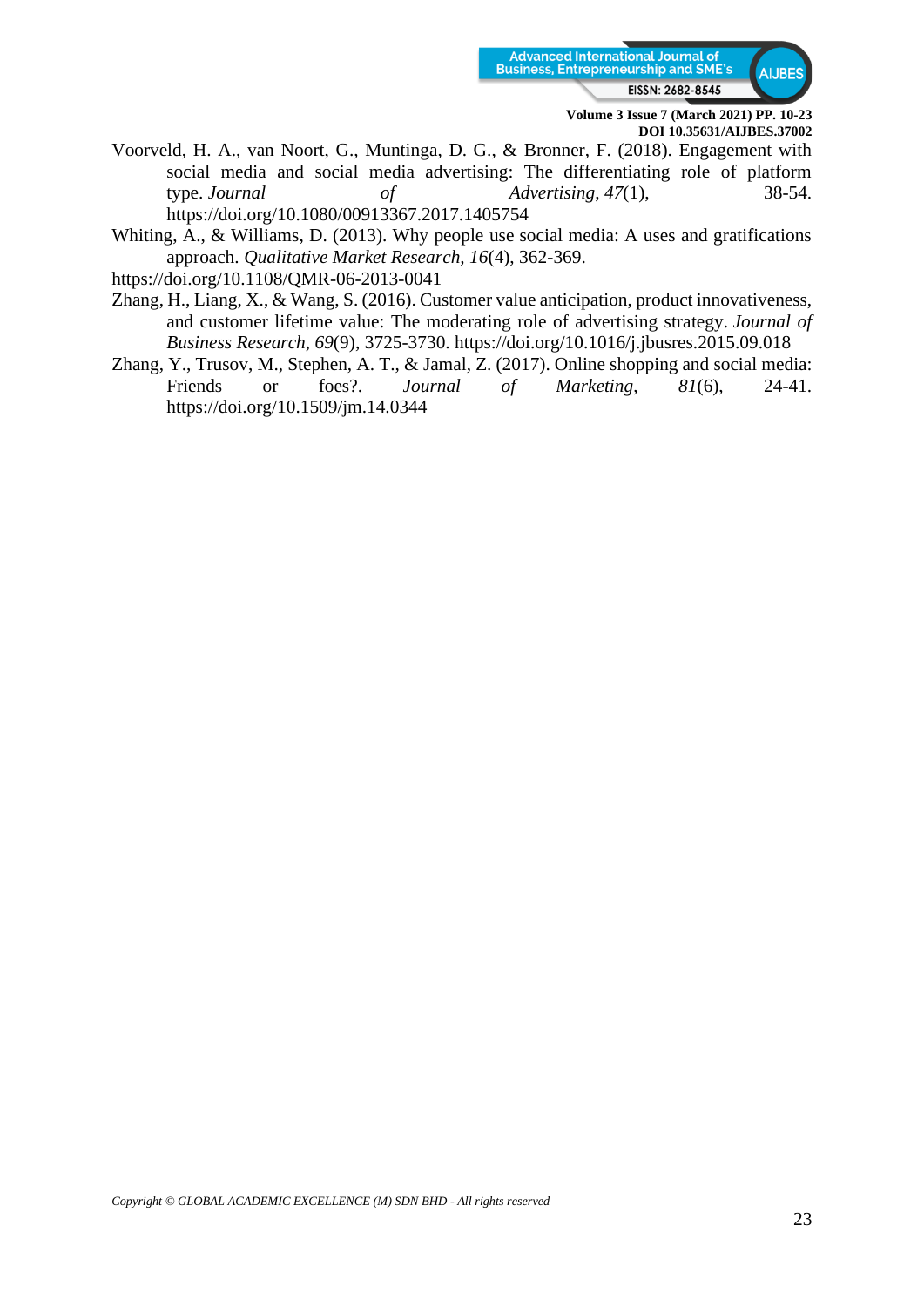Voorveld, H. A., van Noort, G., Muntinga, D. G., & Bronner, F. (2018). Engagement with social media and social media advertising: The differentiating role of platform type. *Journal of Advertising*, *47*(1), 38-54. https://doi.org/10.1080/00913367.2017.1405754

Whiting, A., & Williams, D. (2013). Why people use social media: A uses and gratifications approach. *Qualitative Market Research*, *16*(4), 362-369. https://doi.org/10.1108/QMR-06-2013-0041

Zhang, H., Liang, X., & Wang, S. (2016). Customer value anticipation, product innovativeness, and customer lifetime value: The moderating role of advertising strategy. *Journal of Business Research*, *69*(9), 3725-3730. https://doi.org/10.1016/j.jbusres.2015.09.018

Zhang, Y., Trusov, M., Stephen, A. T., & Jamal, Z. (2017). Online shopping and social media: Friends or foes?. *Journal of Marketing*, *81*(6), 24-41. https://doi.org/10.1509/jm.14.0344